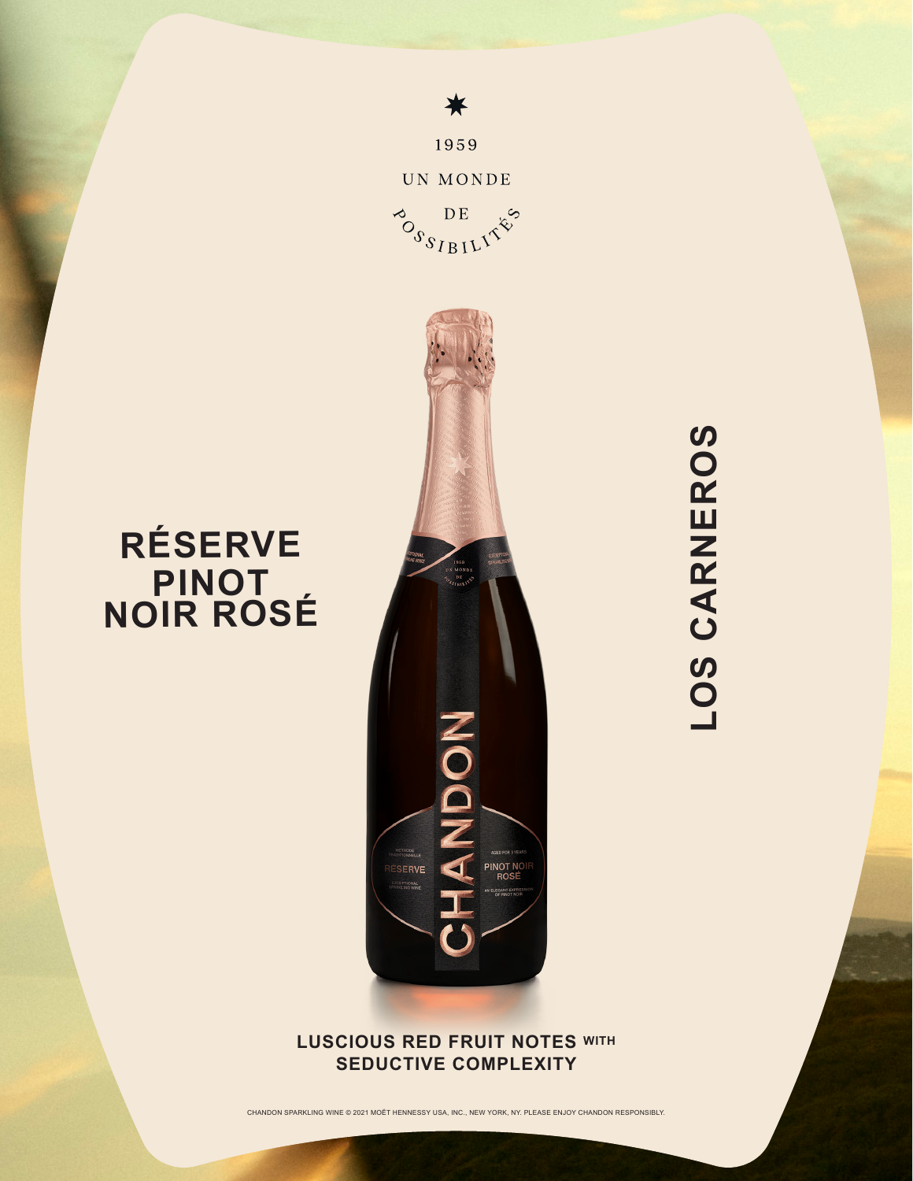1959

UN MONDE DE POSSIBILITÉS

# RÉSERVE PINOT NOIR ROSÉ

# LOS CARNEROS

**LUSCIOUS RED FRUIT NOTES WITH SEDUCTIVE COMPLEXITY**

CHANDON SPARKLING WINE © 2021 MOËT HENNESSY USA, INC., NEW YORK, NY. PLEASE ENJOY CHANDON RESPONSIBLY.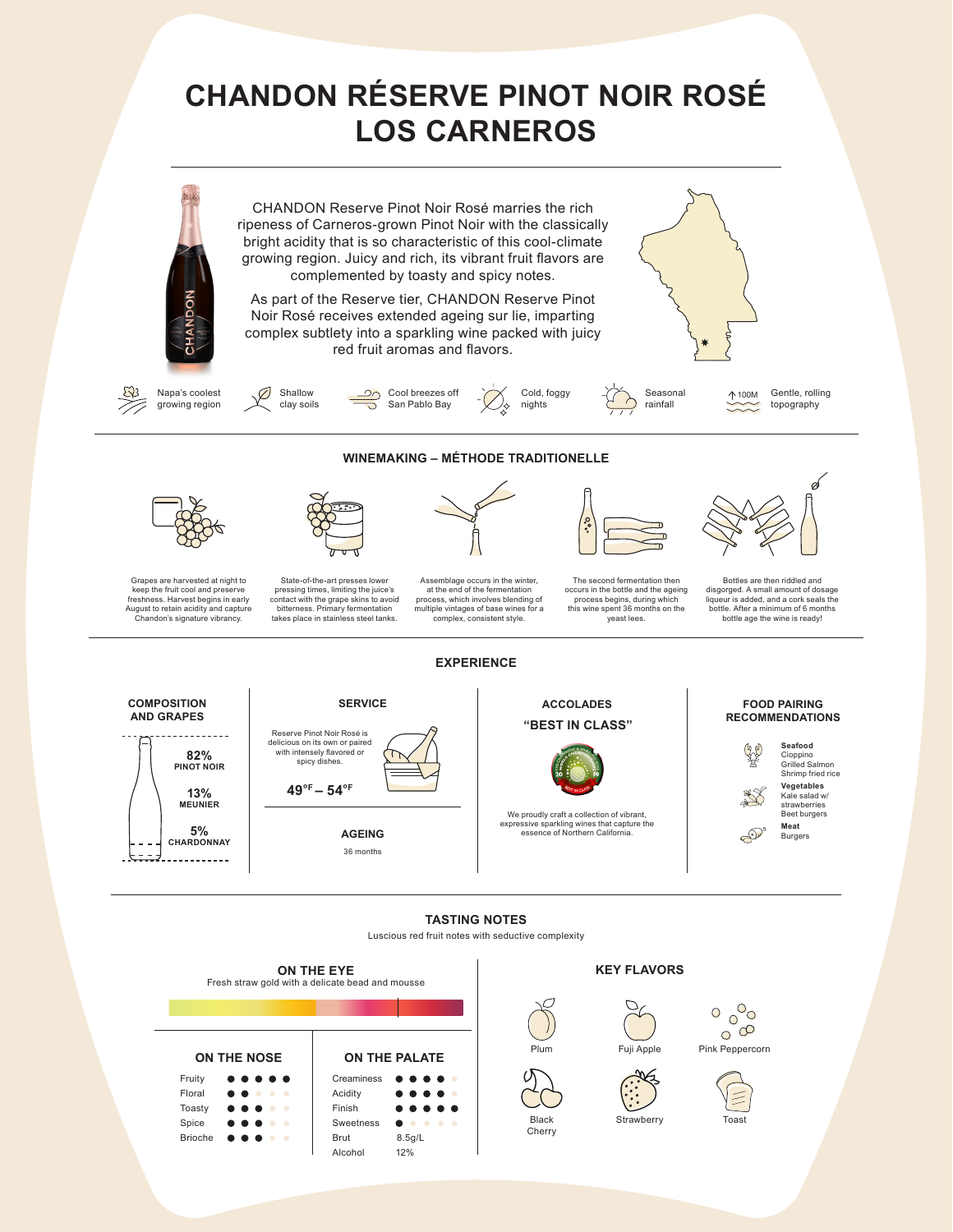# CHANDON RÉSERVE PINOT NOIR ROSÉ LOS CARNEROS

CHANDON Reserve Pinot Noir Rosé marries the rich ripeness of Carneros-grown Pinot Noir with the classically bright acidity that is so characteristic of this cool-climate growing region. Juicy and rich, its vibrant fruit flavors are complemented by toasty and spicy notes.

As part of the Reserve tier, CHANDON Reserve Pinot Noir Rosé receives extended ageing sur lie, imparting complex subtlety into a sparkling wine packed with juicy red fruit aromas and flavors.

- Napa's coolest growing region
- Shallow clay soils
- Cool breezes off San Pablo Bay
- Cold, foggy nights
- Seasonal rainfall
- 100M Gentle, rolling topography

## WINEMAKING – MÉTHODE TRADITIONELLE

Grapes are harvested at night to keep the fruit cool and preserve freshness. Harvest begins in early August to retain acidity and capture Chandon's signature vibrancy.

State-of-the-art presses lower pressing times, limiting the juice's contact with the grape skins to avoid bitterness. Primary fermentation takes place in stainless steel tanks.

Assemblage occurs in the winter, at the end of the fermentation process, which involves blending of multiple vintages of base wines for a complex, consistent style.

The second fermentation then occurs in the bottle and the ageing process begins, during which this wine spent 36 months on the yeast lees.

Bottles are then riddled and disgorged. A small amount of dosage liqueur is added, and a cork seals the bottle. After a minimum of 6 months bottle age the wine is ready!

## EXPERIENCE

### COMPOSITION AND GRAPES

- 82% PINOT NOIR
- 13% MEUNIER
- 5% CHARDONNAY

### SERVICE

Reserve Pinot Noir Rosé is delicious on its own or paired with intensely flavored or spicy dishes.

49°F – 54°F

### AGEING

36 months

### ACCOLADES

**"BEST IN CLASS"**

We proudly craft a collection of vibrant, expressive sparkling wines that capture the essence of Northern California.

### FOOD PAIRING RECOMMENDATIONS

**Seafood**
Cioppino
Grilled Salmon
Shrimp fried rice

**Vegetables**
Kale salad w/ strawberries
Beet burgers

**Meat**
Burgers

## TASTING NOTES

Luscious red fruit notes with seductive complexity

### ON THE EYE

Fresh straw gold with a delicate bead and mousse

### ON THE NOSE

| | |
|---|---|
| Fruity | ●●●●● |
| Floral | ●●○○○ |
| Toasty | ●●●○○ |
| Spice | ●●●○○ |
| Brioche | ●●●○○ |

### ON THE PALATE

| | |
|---|---|
| Creaminess | ●●●●○ |
| Acidity | ●●●●○ |
| Finish | ●●●●● |
| Sweetness | ●○○○○ |
| Brut | 8.5g/L |
| Alcohol | 12% |

### KEY FLAVORS

- Plum
- Fuji Apple
- Pink Peppercorn
- Black Cherry
- Strawberry
- Toast